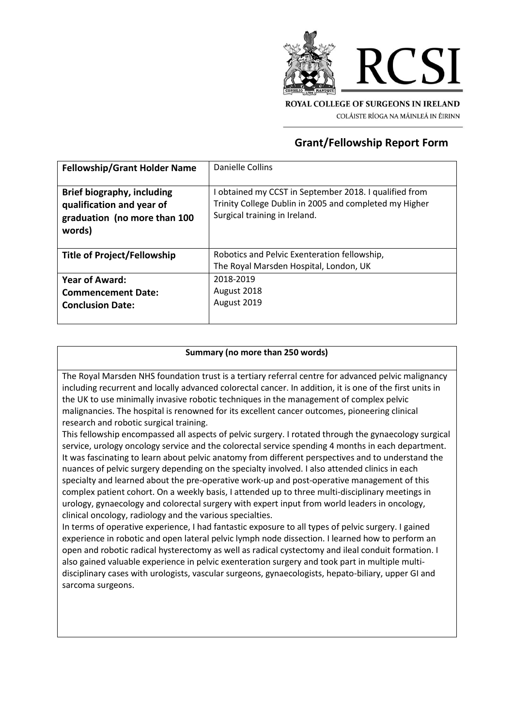ROYAL COLLEGE OF SURGEONS IN IRELAND

COLÁISTE RÍOGA NA MÁINLEÁ IN ÉIRINN

## Grant/Fellowship Report Form

| **Fellowship/Grant Holder Name** | Danielle Collins |
|---|---|
| **Brief biography, including qualification and year of graduation (no more than 100 words)** | I obtained my CCST in September 2018. I qualified from Trinity College Dublin in 2005 and completed my Higher Surgical training in Ireland. |
| **Title of Project/Fellowship** | Robotics and Pelvic Exenteration fellowship, The Royal Marsden Hospital, London, UK |
| **Year of Award:**<br>**Commencement Date:**<br>**Conclusion Date:** | 2018-2019<br>August 2018<br>August 2019 |

**Summary (no more than 250 words)**

The Royal Marsden NHS foundation trust is a tertiary referral centre for advanced pelvic malignancy including recurrent and locally advanced colorectal cancer. In addition, it is one of the first units in the UK to use minimally invasive robotic techniques in the management of complex pelvic malignancies. The hospital is renowned for its excellent cancer outcomes, pioneering clinical research and robotic surgical training.

This fellowship encompassed all aspects of pelvic surgery. I rotated through the gynaecology surgical service, urology oncology service and the colorectal service spending 4 months in each department. It was fascinating to learn about pelvic anatomy from different perspectives and to understand the nuances of pelvic surgery depending on the specialty involved. I also attended clinics in each specialty and learned about the pre-operative work-up and post-operative management of this complex patient cohort. On a weekly basis, I attended up to three multi-disciplinary meetings in urology, gynaecology and colorectal surgery with expert input from world leaders in oncology, clinical oncology, radiology and the various specialties.

In terms of operative experience, I had fantastic exposure to all types of pelvic surgery. I gained experience in robotic and open lateral pelvic lymph node dissection. I learned how to perform an open and robotic radical hysterectomy as well as radical cystectomy and ileal conduit formation. I also gained valuable experience in pelvic exenteration surgery and took part in multiple multi-disciplinary cases with urologists, vascular surgeons, gynaecologists, hepato-biliary, upper GI and sarcoma surgeons.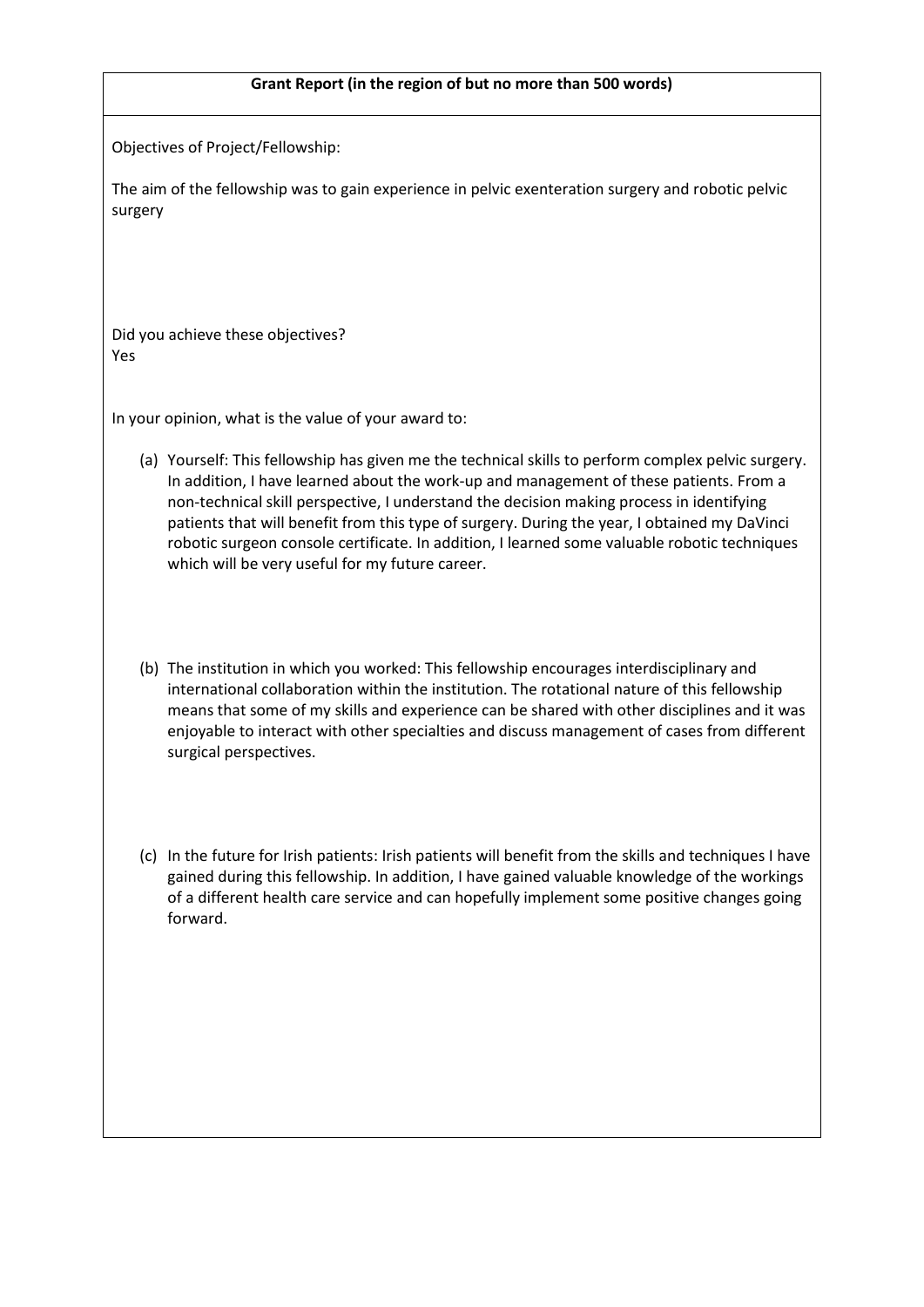**Grant Report (in the region of but no more than 500 words)**

Objectives of Project/Fellowship:

The aim of the fellowship was to gain experience in pelvic exenteration surgery and robotic pelvic surgery

Did you achieve these objectives?
Yes

In your opinion, what is the value of your award to:

(a) Yourself: This fellowship has given me the technical skills to perform complex pelvic surgery. In addition, I have learned about the work-up and management of these patients. From a non-technical skill perspective, I understand the decision making process in identifying patients that will benefit from this type of surgery. During the year, I obtained my DaVinci robotic surgeon console certificate. In addition, I learned some valuable robotic techniques which will be very useful for my future career.

(b) The institution in which you worked: This fellowship encourages interdisciplinary and international collaboration within the institution. The rotational nature of this fellowship means that some of my skills and experience can be shared with other disciplines and it was enjoyable to interact with other specialties and discuss management of cases from different surgical perspectives.

(c) In the future for Irish patients: Irish patients will benefit from the skills and techniques I have gained during this fellowship. In addition, I have gained valuable knowledge of the workings of a different health care service and can hopefully implement some positive changes going forward.